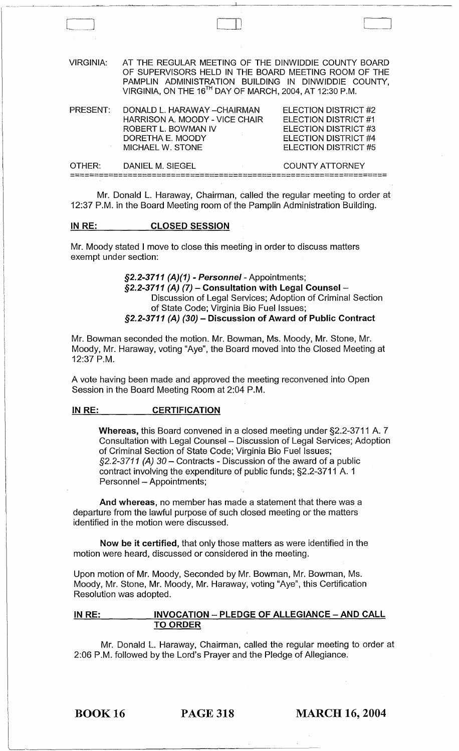VIRGINIA: AT THE REGULAR MEETING OF THE DINWIDDIE COUNTY BOARD OF SUPERVISORS HELD IN THE BOARD MEETING ROOM OF THE PAMPLIN ADMINISTRATION BUILDING IN DINWIDDIE COUNTY, VIRGINIA, ON THE 16TH DAY OF MARCH, 2004, AT 12:30 P.M.

| | | |
|---|---|---|
| PRESENT: | DONALD L. HARAWAY –CHAIRMAN | ELECTION DISTRICT #2 |
| | HARRISON A. MOODY - VICE CHAIR | ELECTION DISTRICT #1 |
| | ROBERT L. BOWMAN IV | ELECTION DISTRICT #3 |
| | DORETHA E. MOODY | ELECTION DISTRICT #4 |
| | MICHAEL W. STONE | ELECTION DISTRICT #5 |
| OTHER: | DANIEL M. SIEGEL | COUNTY ATTORNEY |

Mr. Donald L. Haraway, Chairman, called the regular meeting to order at 12:37 P.M. in the Board Meeting room of the Pamplin Administration Building.

## IN RE: CLOSED SESSION

Mr. Moody stated I move to close this meeting in order to discuss matters exempt under section:

> ***§2.2-3711 (A)(1) - Personnel*** - Appointments;
> ***§2.2-3711 (A) (7)* – Consultation with Legal Counsel** – Discussion of Legal Services; Adoption of Criminal Section of State Code; Virginia Bio Fuel Issues;
> ***§2.2-3711 (A) (30)* – Discussion of Award of Public Contract**

Mr. Bowman seconded the motion. Mr. Bowman, Ms. Moody, Mr. Stone, Mr. Moody, Mr. Haraway, voting "Aye", the Board moved into the Closed Meeting at 12:37 P.M.

A vote having been made and approved the meeting reconvened into Open Session in the Board Meeting Room at 2:04 P.M.

## IN RE: CERTIFICATION

**Whereas,** this Board convened in a closed meeting under §2.2-3711 A. 7 Consultation with Legal Counsel – Discussion of Legal Services; Adoption of Criminal Section of State Code; Virginia Bio Fuel Issues; *§2.2-3711 (A) 30* – Contracts - Discussion of the award of a public contract involving the expenditure of public funds; §2.2-3711 A. 1 Personnel – Appointments;

**And whereas**, no member has made a statement that there was a departure from the lawful purpose of such closed meeting or the matters identified in the motion were discussed.

**Now be it certified**, that only those matters as were identified in the motion were heard, discussed or considered in the meeting.

Upon motion of Mr. Moody, Seconded by Mr. Bowman, Mr. Bowman, Ms. Moody, Mr. Stone, Mr. Moody, Mr. Haraway, voting "Aye", this Certification Resolution was adopted.

## IN RE: INVOCATION – PLEDGE OF ALLEGIANCE – AND CALL TO ORDER

Mr. Donald L. Haraway, Chairman, called the regular meeting to order at 2:06 P.M. followed by the Lord's Prayer and the Pledge of Allegiance.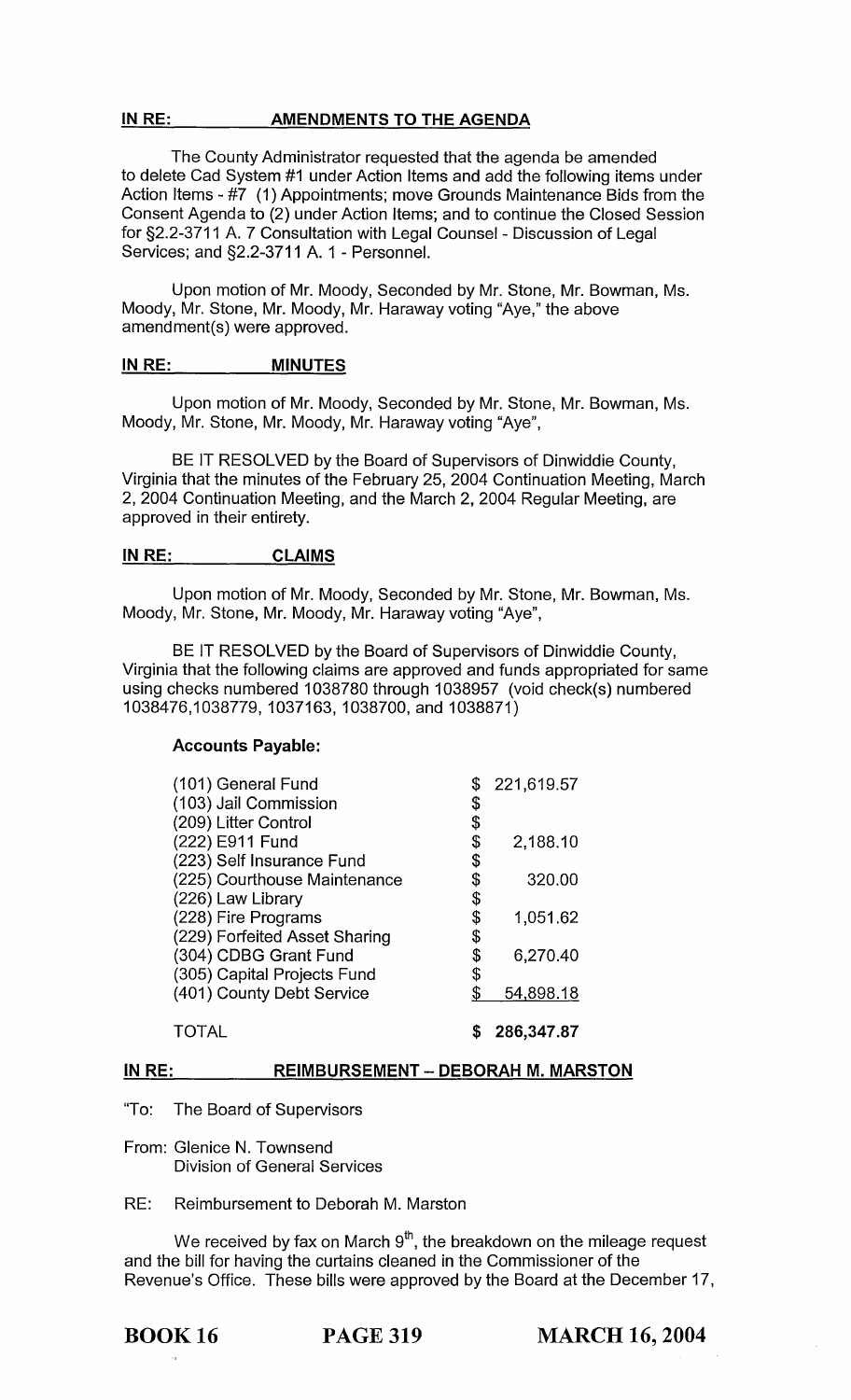**IN RE: AMENDMENTS TO THE AGENDA**

The County Administrator requested that the agenda be amended to delete Cad System #1 under Action Items and add the following items under Action Items - #7 (1) Appointments; move Grounds Maintenance Bids from the Consent Agenda to (2) under Action Items; and to continue the Closed Session for §2.2-3711 A. 7 Consultation with Legal Counsel - Discussion of Legal Services; and §2.2-3711 A. 1 - Personnel.

Upon motion of Mr. Moody, Seconded by Mr. Stone, Mr. Bowman, Ms. Moody, Mr. Stone, Mr. Moody, Mr. Haraway voting "Aye," the above amendment(s) were approved.

**IN RE: MINUTES**

Upon motion of Mr. Moody, Seconded by Mr. Stone, Mr. Bowman, Ms. Moody, Mr. Stone, Mr. Moody, Mr. Haraway voting "Aye",

BE IT RESOLVED by the Board of Supervisors of Dinwiddie County, Virginia that the minutes of the February 25, 2004 Continuation Meeting, March 2, 2004 Continuation Meeting, and the March 2, 2004 Regular Meeting, are approved in their entirety.

**IN RE: CLAIMS**

Upon motion of Mr. Moody, Seconded by Mr. Stone, Mr. Bowman, Ms. Moody, Mr. Stone, Mr. Moody, Mr. Haraway voting "Aye",

BE IT RESOLVED by the Board of Supervisors of Dinwiddie County, Virginia that the following claims are approved and funds appropriated for same using checks numbered 1038780 through 1038957 (void check(s) numbered 1038476,1038779, 1037163, 1038700, and 1038871)

**Accounts Payable:**

| | | |
|---|---|---|
| (101) General Fund | $ | 221,619.57 |
| (103) Jail Commission | $ | |
| (209) Litter Control | $ | |
| (222) E911 Fund | $ | 2,188.10 |
| (223) Self Insurance Fund | $ | |
| (225) Courthouse Maintenance | $ | 320.00 |
| (226) Law Library | $ | |
| (228) Fire Programs | $ | 1,051.62 |
| (229) Forfeited Asset Sharing | $ | |
| (304) CDBG Grant Fund | $ | 6,270.40 |
| (305) Capital Projects Fund | $ | |
| (401) County Debt Service | $ | 54,898.18 |
| TOTAL | **$** | **286,347.87** |

**IN RE: REIMBURSEMENT – DEBORAH M. MARSTON**

"To: The Board of Supervisors

From: Glenice N. Townsend
Division of General Services

RE: Reimbursement to Deborah M. Marston

We received by fax on March 9th, the breakdown on the mileage request and the bill for having the curtains cleaned in the Commissioner of the Revenue's Office. These bills were approved by the Board at the December 17,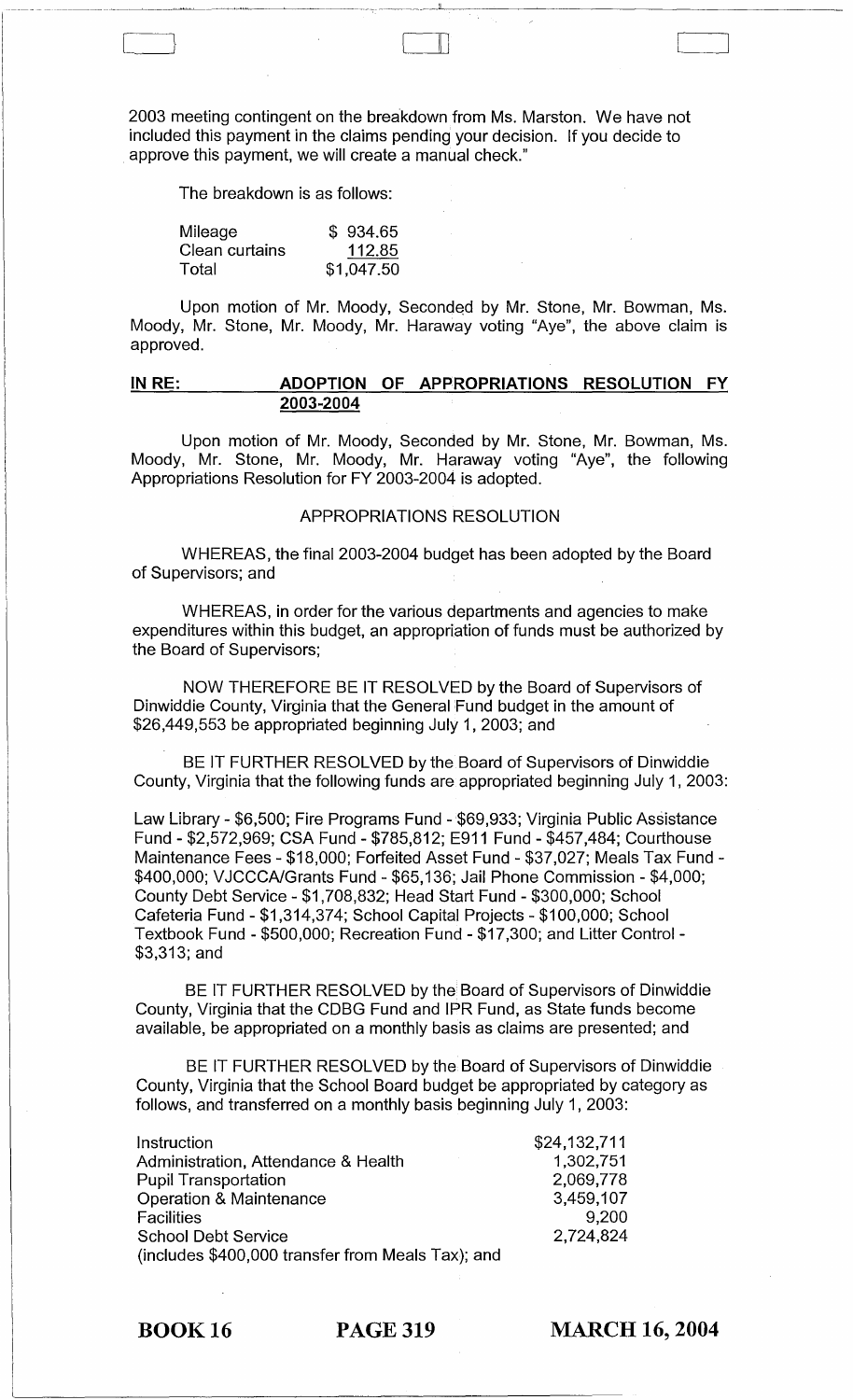2003 meeting contingent on the breakdown from Ms. Marston. We have not included this payment in the claims pending your decision. If you decide to approve this payment, we will create a manual check."

The breakdown is as follows:

| | |
|---|---|
| Mileage | $ 934.65 |
| Clean curtains | 112.85 |
| Total | $1,047.50 |

Upon motion of Mr. Moody, Seconded by Mr. Stone, Mr. Bowman, Ms. Moody, Mr. Stone, Mr. Moody, Mr. Haraway voting "Aye", the above claim is approved.

## IN RE: ADOPTION OF APPROPRIATIONS RESOLUTION FY 2003-2004

Upon motion of Mr. Moody, Seconded by Mr. Stone, Mr. Bowman, Ms. Moody, Mr. Stone, Mr. Moody, Mr. Haraway voting "Aye", the following Appropriations Resolution for FY 2003-2004 is adopted.

### APPROPRIATIONS RESOLUTION

WHEREAS, the final 2003-2004 budget has been adopted by the Board of Supervisors; and

WHEREAS, in order for the various departments and agencies to make expenditures within this budget, an appropriation of funds must be authorized by the Board of Supervisors;

NOW THEREFORE BE IT RESOLVED by the Board of Supervisors of Dinwiddie County, Virginia that the General Fund budget in the amount of $26,449,553 be appropriated beginning July 1, 2003; and

BE IT FURTHER RESOLVED by the Board of Supervisors of Dinwiddie County, Virginia that the following funds are appropriated beginning July 1, 2003:

Law Library - $6,500; Fire Programs Fund - $69,933; Virginia Public Assistance Fund - $2,572,969; CSA Fund - $785,812; E911 Fund - $457,484; Courthouse Maintenance Fees - $18,000; Forfeited Asset Fund - $37,027; Meals Tax Fund - $400,000; VJCCCA/Grants Fund - $65,136; Jail Phone Commission - $4,000; County Debt Service - $1,708,832; Head Start Fund - $300,000; School Cafeteria Fund - $1,314,374; School Capital Projects - $100,000; School Textbook Fund - $500,000; Recreation Fund - $17,300; and Litter Control - $3,313; and

BE IT FURTHER RESOLVED by the Board of Supervisors of Dinwiddie County, Virginia that the CDBG Fund and IPR Fund, as State funds become available, be appropriated on a monthly basis as claims are presented; and

BE IT FURTHER RESOLVED by the Board of Supervisors of Dinwiddie County, Virginia that the School Board budget be appropriated by category as follows, and transferred on a monthly basis beginning July 1, 2003:

| | |
|---|---|
| Instruction | $24,132,711 |
| Administration, Attendance & Health | 1,302,751 |
| Pupil Transportation | 2,069,778 |
| Operation & Maintenance | 3,459,107 |
| Facilities | 9,200 |
| School Debt Service | 2,724,824 |
| (includes $400,000 transfer from Meals Tax); and | |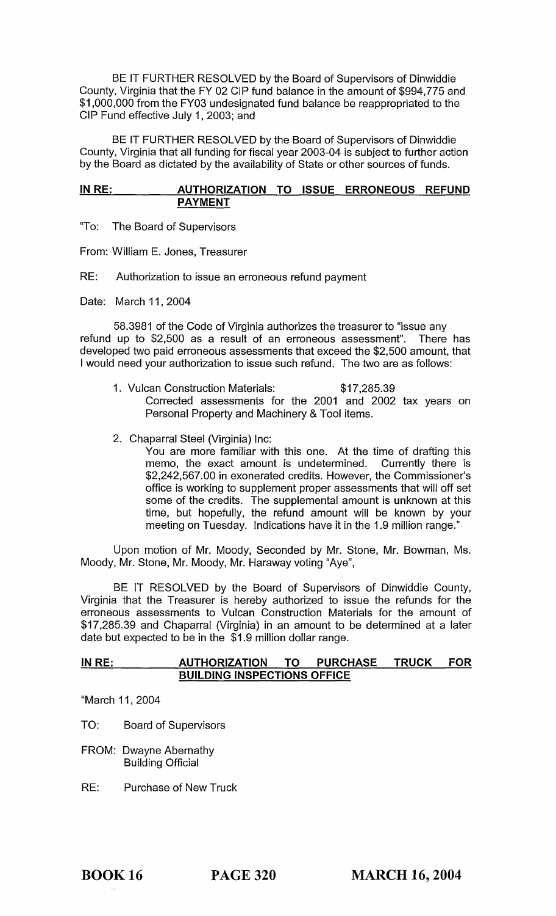BE IT FURTHER RESOLVED by the Board of Supervisors of Dinwiddie County, Virginia that the FY 02 CIP fund balance in the amount of $994,775 and $1,000,000 from the FY03 undesignated fund balance be reappropriated to the CIP Fund effective July 1, 2003; and

BE IT FURTHER RESOLVED by the Board of Supervisors of Dinwiddie County, Virginia that all funding for fiscal year 2003-04 is subject to further action by the Board as dictated by the availability of State or other sources of funds.

**IN RE: AUTHORIZATION TO ISSUE ERRONEOUS REFUND PAYMENT**

"To: The Board of Supervisors

From: William E. Jones, Treasurer

RE: Authorization to issue an erroneous refund payment

Date: March 11, 2004

58.3981 of the Code of Virginia authorizes the treasurer to "issue any refund up to $2,500 as a result of an erroneous assessment". There has developed two paid erroneous assessments that exceed the $2,500 amount, that I would need your authorization to issue such refund. The two are as follows:

1. Vulcan Construction Materials: $17,285.39
   Corrected assessments for the 2001 and 2002 tax years on Personal Property and Machinery & Tool items.

2. Chaparral Steel (Virginia) Inc:
   You are more familiar with this one. At the time of drafting this memo, the exact amount is undetermined. Currently there is $2,242,567.00 in exonerated credits. However, the Commissioner's office is working to supplement proper assessments that will off set some of the credits. The supplemental amount is unknown at this time, but hopefully, the refund amount will be known by your meeting on Tuesday. Indications have it in the 1.9 million range."

Upon motion of Mr. Moody, Seconded by Mr. Stone, Mr. Bowman, Ms. Moody, Mr. Stone, Mr. Moody, Mr. Haraway voting "Aye",

BE IT RESOLVED by the Board of Supervisors of Dinwiddie County, Virginia that the Treasurer is hereby authorized to issue the refunds for the erroneous assessments to Vulcan Construction Materials for the amount of $17,285.39 and Chaparral (Virginia) in an amount to be determined at a later date but expected to be in the $1.9 million dollar range.

**IN RE: AUTHORIZATION TO PURCHASE TRUCK FOR BUILDING INSPECTIONS OFFICE**

"March 11, 2004

TO: Board of Supervisors

FROM: Dwayne Abernathy
Building Official

RE: Purchase of New Truck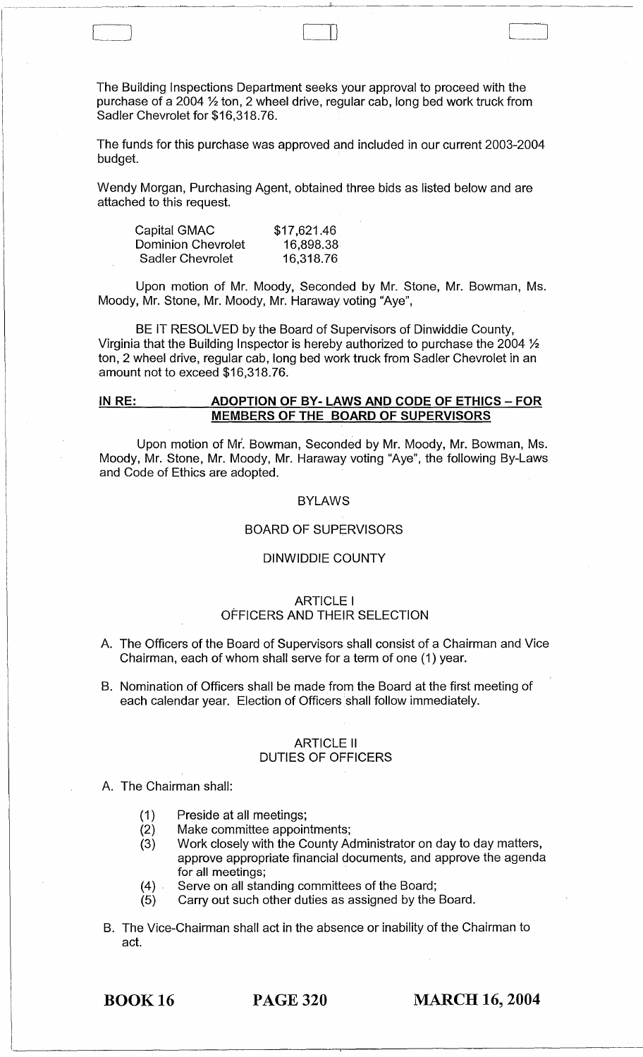The Building Inspections Department seeks your approval to proceed with the purchase of a 2004 ½ ton, 2 wheel drive, regular cab, long bed work truck from Sadler Chevrolet for $16,318.76.

The funds for this purchase was approved and included in our current 2003-2004 budget.

Wendy Morgan, Purchasing Agent, obtained three bids as listed below and are attached to this request.

| | |
|---|---|
| Capital GMAC | $17,621.46 |
| Dominion Chevrolet | 16,898.38 |
| Sadler Chevrolet | 16,318.76 |

Upon motion of Mr. Moody, Seconded by Mr. Stone, Mr. Bowman, Ms. Moody, Mr. Stone, Mr. Moody, Mr. Haraway voting "Aye",

BE IT RESOLVED by the Board of Supervisors of Dinwiddie County, Virginia that the Building Inspector is hereby authorized to purchase the 2004 ½ ton, 2 wheel drive, regular cab, long bed work truck from Sadler Chevrolet in an amount not to exceed $16,318.76.

**IN RE: ADOPTION OF BY- LAWS AND CODE OF ETHICS – FOR MEMBERS OF THE BOARD OF SUPERVISORS**

Upon motion of Mr. Bowman, Seconded by Mr. Moody, Mr. Bowman, Ms. Moody, Mr. Stone, Mr. Moody, Mr. Haraway voting "Aye", the following By-Laws and Code of Ethics are adopted.

BYLAWS

BOARD OF SUPERVISORS

DINWIDDIE COUNTY

ARTICLE I
OFFICERS AND THEIR SELECTION

A. The Officers of the Board of Supervisors shall consist of a Chairman and Vice Chairman, each of whom shall serve for a term of one (1) year.

B. Nomination of Officers shall be made from the Board at the first meeting of each calendar year. Election of Officers shall follow immediately.

ARTICLE II
DUTIES OF OFFICERS

A. The Chairman shall:

(1) Preside at all meetings;
(2) Make committee appointments;
(3) Work closely with the County Administrator on day to day matters, approve appropriate financial documents, and approve the agenda for all meetings;
(4) Serve on all standing committees of the Board;
(5) Carry out such other duties as assigned by the Board.

B. The Vice-Chairman shall act in the absence or inability of the Chairman to act.

BOOK 16 PAGE 320 MARCH 16, 2004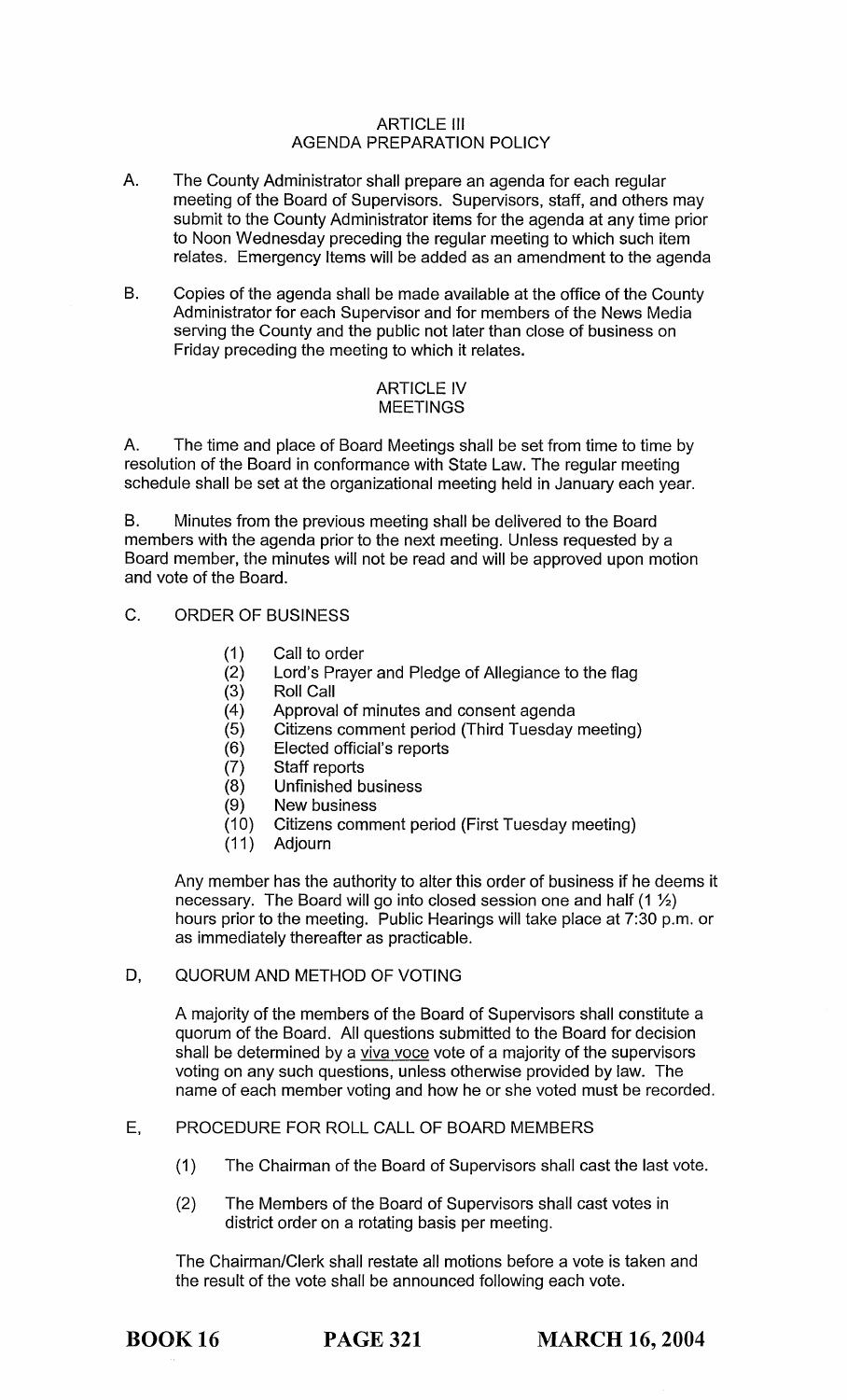## ARTICLE III
## AGENDA PREPARATION POLICY

A. The County Administrator shall prepare an agenda for each regular meeting of the Board of Supervisors. Supervisors, staff, and others may submit to the County Administrator items for the agenda at any time prior to Noon Wednesday preceding the regular meeting to which such item relates. Emergency Items will be added as an amendment to the agenda

B. Copies of the agenda shall be made available at the office of the County Administrator for each Supervisor and for members of the News Media serving the County and the public not later than close of business on Friday preceding the meeting to which it relates.

## ARTICLE IV
## MEETINGS

A. The time and place of Board Meetings shall be set from time to time by resolution of the Board in conformance with State Law. The regular meeting schedule shall be set at the organizational meeting held in January each year.

B. Minutes from the previous meeting shall be delivered to the Board members with the agenda prior to the next meeting. Unless requested by a Board member, the minutes will not be read and will be approved upon motion and vote of the Board.

C. ORDER OF BUSINESS

(1) Call to order
(2) Lord's Prayer and Pledge of Allegiance to the flag
(3) Roll Call
(4) Approval of minutes and consent agenda
(5) Citizens comment period (Third Tuesday meeting)
(6) Elected official's reports
(7) Staff reports
(8) Unfinished business
(9) New business
(10) Citizens comment period (First Tuesday meeting)
(11) Adjourn

Any member has the authority to alter this order of business if he deems it necessary. The Board will go into closed session one and half (1 ½) hours prior to the meeting. Public Hearings will take place at 7:30 p.m. or as immediately thereafter as practicable.

D, QUORUM AND METHOD OF VOTING

A majority of the members of the Board of Supervisors shall constitute a quorum of the Board. All questions submitted to the Board for decision shall be determined by a viva voce vote of a majority of the supervisors voting on any such questions, unless otherwise provided by law. The name of each member voting and how he or she voted must be recorded.

E, PROCEDURE FOR ROLL CALL OF BOARD MEMBERS

(1) The Chairman of the Board of Supervisors shall cast the last vote.

(2) The Members of the Board of Supervisors shall cast votes in district order on a rotating basis per meeting.

The Chairman/Clerk shall restate all motions before a vote is taken and the result of the vote shall be announced following each vote.

**BOOK 16** **PAGE 321** **MARCH 16, 2004**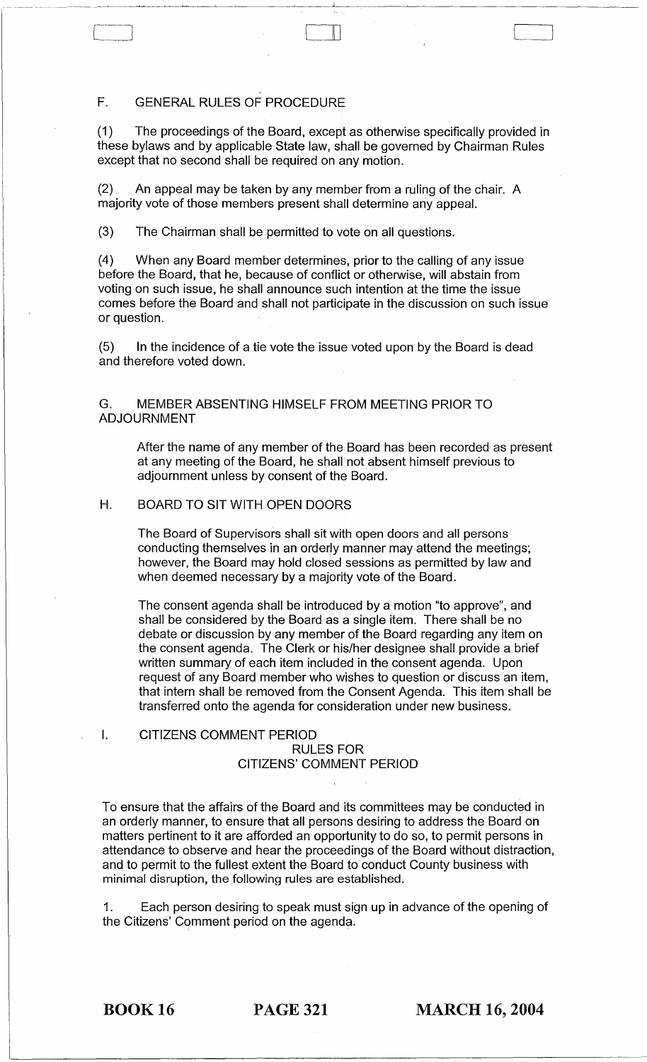## F. GENERAL RULES OF PROCEDURE

(1) The proceedings of the Board, except as otherwise specifically provided in these bylaws and by applicable State law, shall be governed by Chairman Rules except that no second shall be required on any motion.

(2) An appeal may be taken by any member from a ruling of the chair. A majority vote of those members present shall determine any appeal.

(3) The Chairman shall be permitted to vote on all questions.

(4) When any Board member determines, prior to the calling of any issue before the Board, that he, because of conflict or otherwise, will abstain from voting on such issue, he shall announce such intention at the time the issue comes before the Board and shall not participate in the discussion on such issue or question.

(5) In the incidence of a tie vote the issue voted upon by the Board is dead and therefore voted down.

## G. MEMBER ABSENTING HIMSELF FROM MEETING PRIOR TO ADJOURNMENT

After the name of any member of the Board has been recorded as present at any meeting of the Board, he shall not absent himself previous to adjournment unless by consent of the Board.

## H. BOARD TO SIT WITH OPEN DOORS

The Board of Supervisors shall sit with open doors and all persons conducting themselves in an orderly manner may attend the meetings; however, the Board may hold closed sessions as permitted by law and when deemed necessary by a majority vote of the Board.

The consent agenda shall be introduced by a motion "to approve", and shall be considered by the Board as a single item. There shall be no debate or discussion by any member of the Board regarding any item on the consent agenda. The Clerk or his/her designee shall provide a brief written summary of each item included in the consent agenda. Upon request of any Board member who wishes to question or discuss an item, that intern shall be removed from the Consent Agenda. This item shall be transferred onto the agenda for consideration under new business.

## I. CITIZENS COMMENT PERIOD

### RULES FOR CITIZENS' COMMENT PERIOD

To ensure that the affairs of the Board and its committees may be conducted in an orderly manner, to ensure that all persons desiring to address the Board on matters pertinent to it are afforded an opportunity to do so, to permit persons in attendance to observe and hear the proceedings of the Board without distraction, and to permit to the fullest extent the Board to conduct County business with minimal disruption, the following rules are established.

1. Each person desiring to speak must sign up in advance of the opening of the Citizens' Comment period on the agenda.

**BOOK 16** **PAGE 321** **MARCH 16, 2004**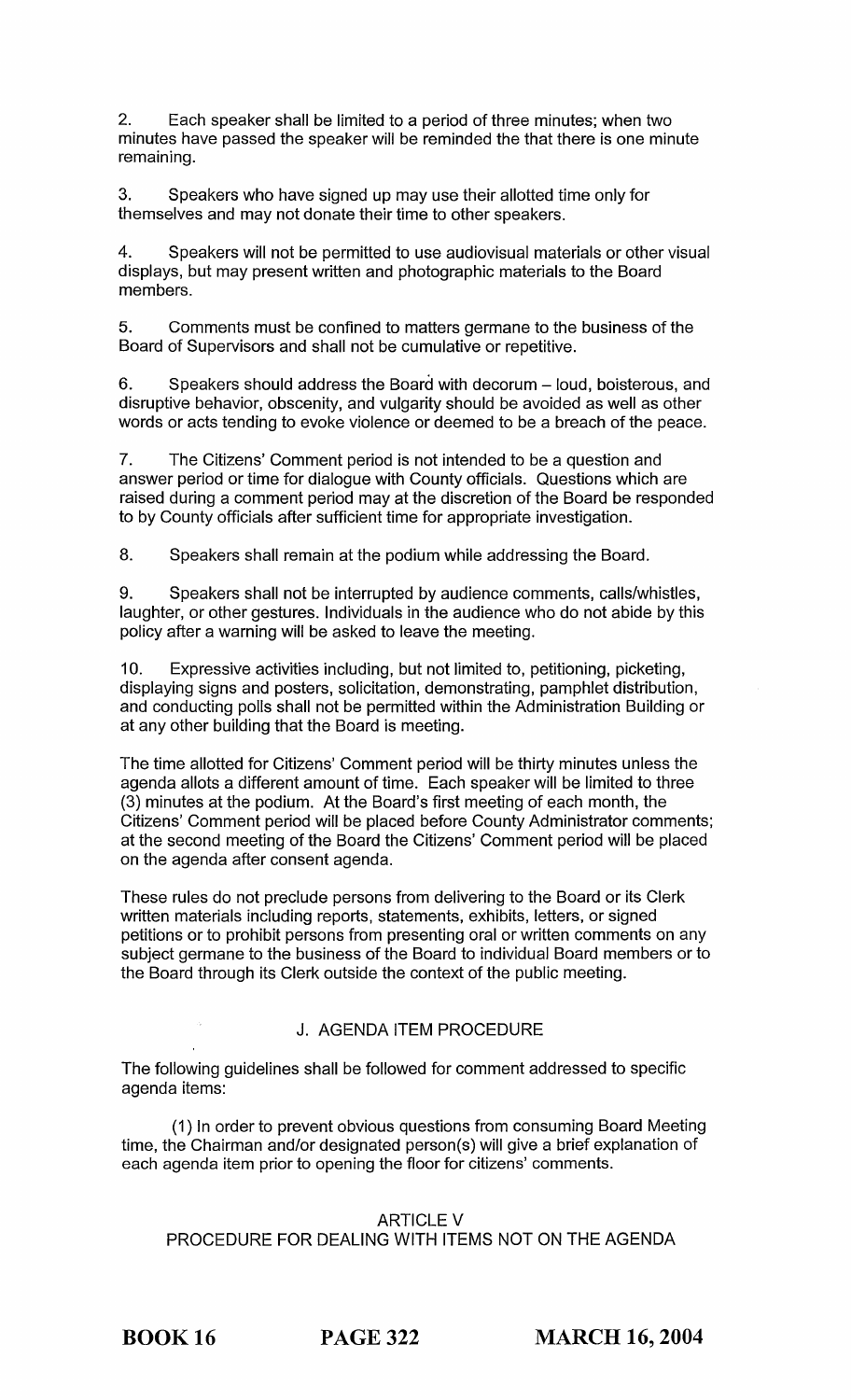2. Each speaker shall be limited to a period of three minutes; when two minutes have passed the speaker will be reminded the that there is one minute remaining.

3. Speakers who have signed up may use their allotted time only for themselves and may not donate their time to other speakers.

4. Speakers will not be permitted to use audiovisual materials or other visual displays, but may present written and photographic materials to the Board members.

5. Comments must be confined to matters germane to the business of the Board of Supervisors and shall not be cumulative or repetitive.

6. Speakers should address the Board with decorum – loud, boisterous, and disruptive behavior, obscenity, and vulgarity should be avoided as well as other words or acts tending to evoke violence or deemed to be a breach of the peace.

7. The Citizens' Comment period is not intended to be a question and answer period or time for dialogue with County officials. Questions which are raised during a comment period may at the discretion of the Board be responded to by County officials after sufficient time for appropriate investigation.

8. Speakers shall remain at the podium while addressing the Board.

9. Speakers shall not be interrupted by audience comments, calls/whistles, laughter, or other gestures. Individuals in the audience who do not abide by this policy after a warning will be asked to leave the meeting.

10. Expressive activities including, but not limited to, petitioning, picketing, displaying signs and posters, solicitation, demonstrating, pamphlet distribution, and conducting polls shall not be permitted within the Administration Building or at any other building that the Board is meeting.

The time allotted for Citizens' Comment period will be thirty minutes unless the agenda allots a different amount of time. Each speaker will be limited to three (3) minutes at the podium. At the Board's first meeting of each month, the Citizens' Comment period will be placed before County Administrator comments; at the second meeting of the Board the Citizens' Comment period will be placed on the agenda after consent agenda.

These rules do not preclude persons from delivering to the Board or its Clerk written materials including reports, statements, exhibits, letters, or signed petitions or to prohibit persons from presenting oral or written comments on any subject germane to the business of the Board to individual Board members or to the Board through its Clerk outside the context of the public meeting.

### J. AGENDA ITEM PROCEDURE

The following guidelines shall be followed for comment addressed to specific agenda items:

(1) In order to prevent obvious questions from consuming Board Meeting time, the Chairman and/or designated person(s) will give a brief explanation of each agenda item prior to opening the floor for citizens' comments.

## ARTICLE V
## PROCEDURE FOR DEALING WITH ITEMS NOT ON THE AGENDA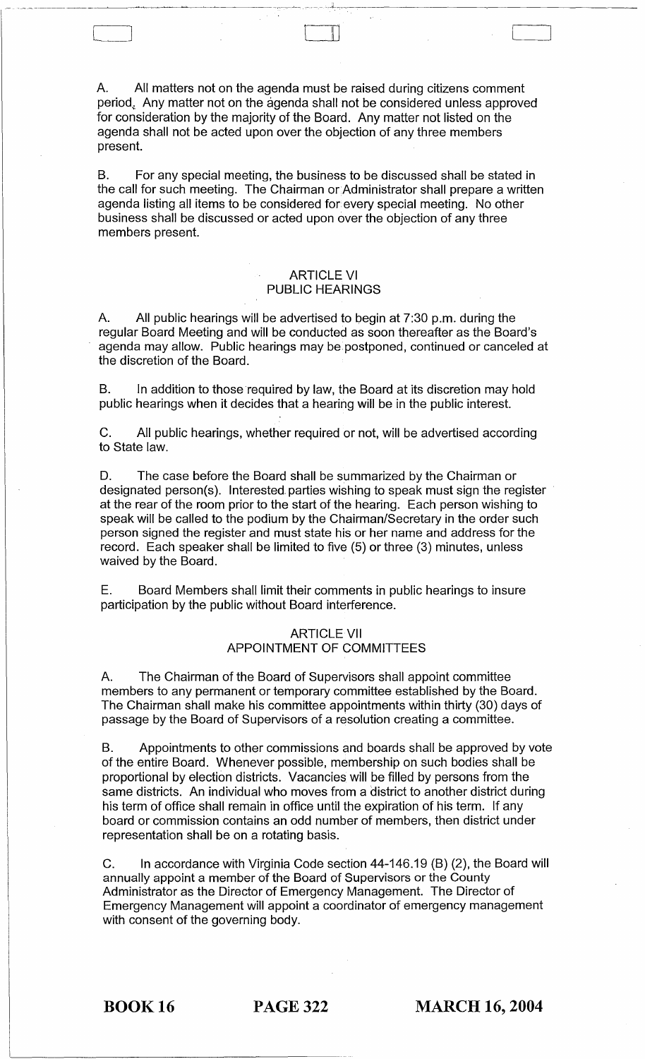A. All matters not on the agenda must be raised during citizens comment period. Any matter not on the agenda shall not be considered unless approved for consideration by the majority of the Board. Any matter not listed on the agenda shall not be acted upon over the objection of any three members present.

B. For any special meeting, the business to be discussed shall be stated in the call for such meeting. The Chairman or Administrator shall prepare a written agenda listing all items to be considered for every special meeting. No other business shall be discussed or acted upon over the objection of any three members present.

## ARTICLE VI
## PUBLIC HEARINGS

A. All public hearings will be advertised to begin at 7:30 p.m. during the regular Board Meeting and will be conducted as soon thereafter as the Board's agenda may allow. Public hearings may be postponed, continued or canceled at the discretion of the Board.

B. In addition to those required by law, the Board at its discretion may hold public hearings when it decides that a hearing will be in the public interest.

C. All public hearings, whether required or not, will be advertised according to State law.

D. The case before the Board shall be summarized by the Chairman or designated person(s). Interested parties wishing to speak must sign the register at the rear of the room prior to the start of the hearing. Each person wishing to speak will be called to the podium by the Chairman/Secretary in the order such person signed the register and must state his or her name and address for the record. Each speaker shall be limited to five (5) or three (3) minutes, unless waived by the Board.

E. Board Members shall limit their comments in public hearings to insure participation by the public without Board interference.

## ARTICLE VII
## APPOINTMENT OF COMMITTEES

A. The Chairman of the Board of Supervisors shall appoint committee members to any permanent or temporary committee established by the Board. The Chairman shall make his committee appointments within thirty (30) days of passage by the Board of Supervisors of a resolution creating a committee.

B. Appointments to other commissions and boards shall be approved by vote of the entire Board. Whenever possible, membership on such bodies shall be proportional by election districts. Vacancies will be filled by persons from the same districts. An individual who moves from a district to another district during his term of office shall remain in office until the expiration of his term. If any board or commission contains an odd number of members, then district under representation shall be on a rotating basis.

C. In accordance with Virginia Code section 44-146.19 (B) (2), the Board will annually appoint a member of the Board of Supervisors or the County Administrator as the Director of Emergency Management. The Director of Emergency Management will appoint a coordinator of emergency management with consent of the governing body.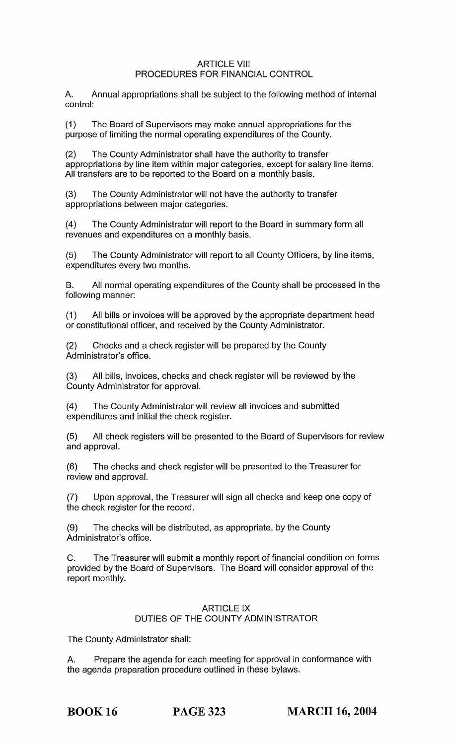## ARTICLE VIII
## PROCEDURES FOR FINANCIAL CONTROL

A. Annual appropriations shall be subject to the following method of internal control:

(1) The Board of Supervisors may make annual appropriations for the purpose of limiting the normal operating expenditures of the County.

(2) The County Administrator shall have the authority to transfer appropriations by line item within major categories, except for salary line items. All transfers are to be reported to the Board on a monthly basis.

(3) The County Administrator will not have the authority to transfer appropriations between major categories.

(4) The County Administrator will report to the Board in summary form all revenues and expenditures on a monthly basis.

(5) The County Administrator will report to all County Officers, by line items, expenditures every two months.

B. All normal operating expenditures of the County shall be processed in the following manner:

(1) All bills or invoices will be approved by the appropriate department head or constitutional officer, and received by the County Administrator.

(2) Checks and a check register will be prepared by the County Administrator's office.

(3) All bills, invoices, checks and check register will be reviewed by the County Administrator for approval.

(4) The County Administrator will review all invoices and submitted expenditures and initial the check register.

(5) All check registers will be presented to the Board of Supervisors for review and approval.

(6) The checks and check register will be presented to the Treasurer for review and approval.

(7) Upon approval, the Treasurer will sign all checks and keep one copy of the check register for the record.

(9) The checks will be distributed, as appropriate, by the County Administrator's office.

C. The Treasurer will submit a monthly report of financial condition on forms provided by the Board of Supervisors. The Board will consider approval of the report monthly.

## ARTICLE IX
## DUTIES OF THE COUNTY ADMINISTRATOR

The County Administrator shall:

A. Prepare the agenda for each meeting for approval in conformance with the agenda preparation procedure outlined in these bylaws.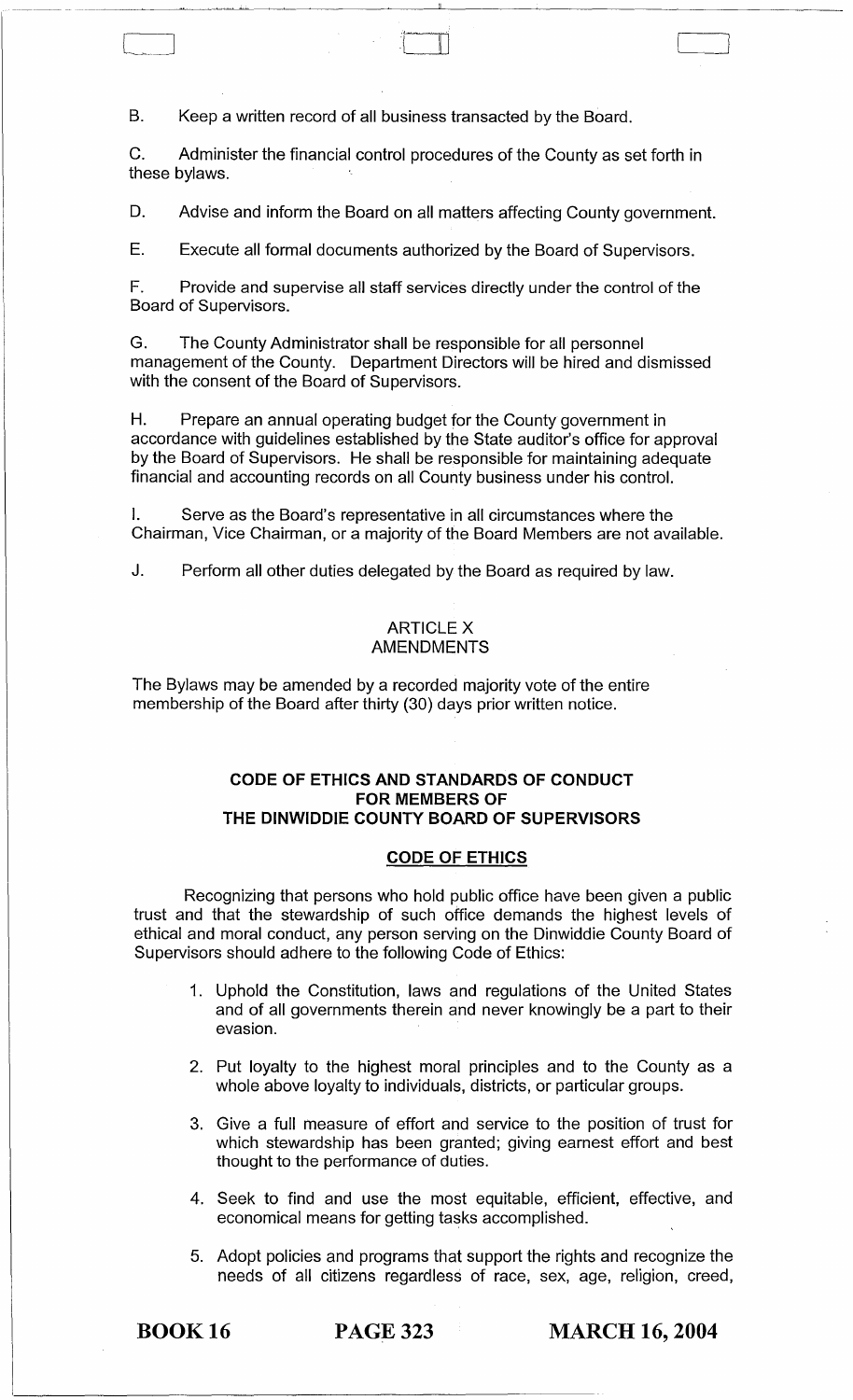B. Keep a written record of all business transacted by the Board.

C. Administer the financial control procedures of the County as set forth in these bylaws.

D. Advise and inform the Board on all matters affecting County government.

E. Execute all formal documents authorized by the Board of Supervisors.

F. Provide and supervise all staff services directly under the control of the Board of Supervisors.

G. The County Administrator shall be responsible for all personnel management of the County. Department Directors will be hired and dismissed with the consent of the Board of Supervisors.

H. Prepare an annual operating budget for the County government in accordance with guidelines established by the State auditor's office for approval by the Board of Supervisors. He shall be responsible for maintaining adequate financial and accounting records on all County business under his control.

I. Serve as the Board's representative in all circumstances where the Chairman, Vice Chairman, or a majority of the Board Members are not available.

J. Perform all other duties delegated by the Board as required by law.

## ARTICLE X
## AMENDMENTS

The Bylaws may be amended by a recorded majority vote of the entire membership of the Board after thirty (30) days prior written notice.

## CODE OF ETHICS AND STANDARDS OF CONDUCT FOR MEMBERS OF THE DINWIDDIE COUNTY BOARD OF SUPERVISORS

### CODE OF ETHICS

Recognizing that persons who hold public office have been given a public trust and that the stewardship of such office demands the highest levels of ethical and moral conduct, any person serving on the Dinwiddie County Board of Supervisors should adhere to the following Code of Ethics:

1. Uphold the Constitution, laws and regulations of the United States and of all governments therein and never knowingly be a part to their evasion.

2. Put loyalty to the highest moral principles and to the County as a whole above loyalty to individuals, districts, or particular groups.

3. Give a full measure of effort and service to the position of trust for which stewardship has been granted; giving earnest effort and best thought to the performance of duties.

4. Seek to find and use the most equitable, efficient, effective, and economical means for getting tasks accomplished.

5. Adopt policies and programs that support the rights and recognize the needs of all citizens regardless of race, sex, age, religion, creed,

**BOOK 16 PAGE 323 MARCH 16, 2004**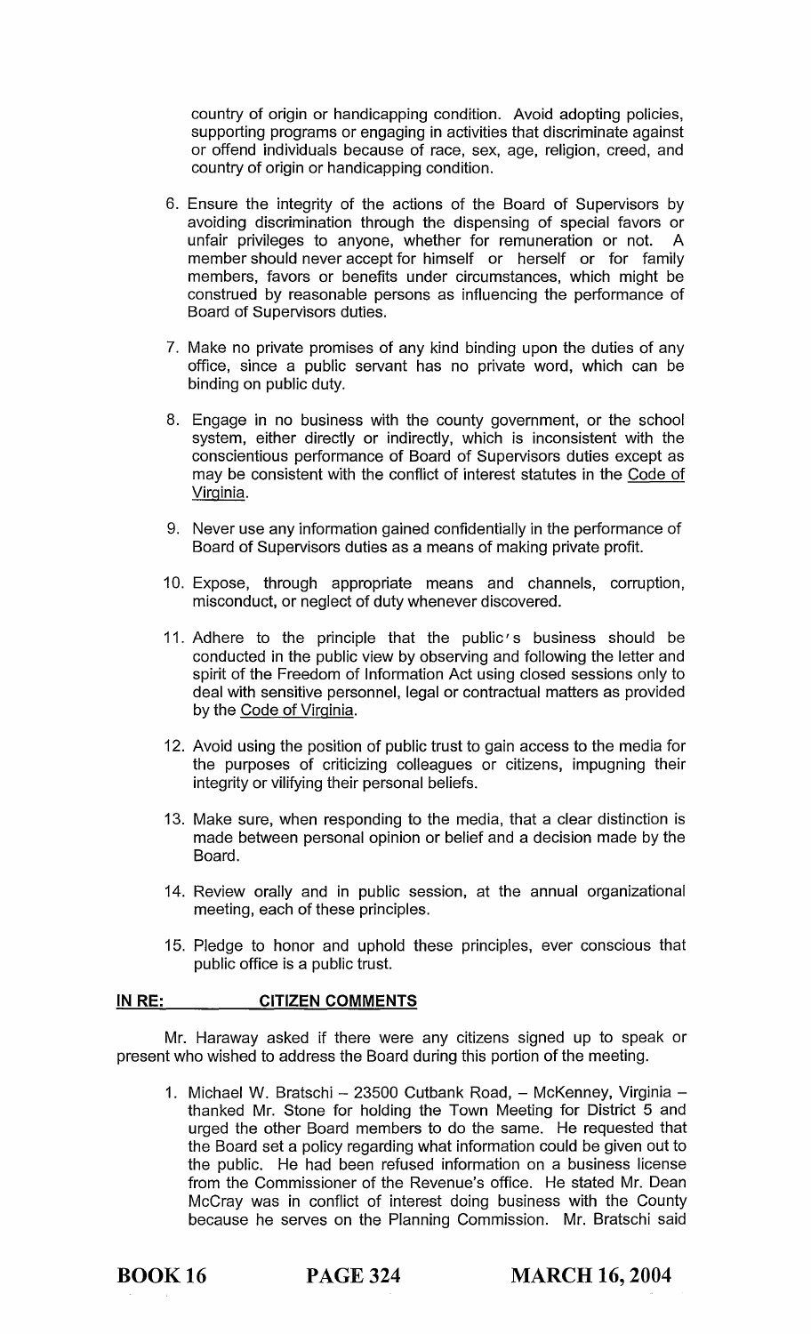country of origin or handicapping condition. Avoid adopting policies, supporting programs or engaging in activities that discriminate against or offend individuals because of race, sex, age, religion, creed, and country of origin or handicapping condition.

6. Ensure the integrity of the actions of the Board of Supervisors by avoiding discrimination through the dispensing of special favors or unfair privileges to anyone, whether for remuneration or not. A member should never accept for himself or herself or for family members, favors or benefits under circumstances, which might be construed by reasonable persons as influencing the performance of Board of Supervisors duties.

7. Make no private promises of any kind binding upon the duties of any office, since a public servant has no private word, which can be binding on public duty.

8. Engage in no business with the county government, or the school system, either directly or indirectly, which is inconsistent with the conscientious performance of Board of Supervisors duties except as may be consistent with the conflict of interest statutes in the Code of Virginia.

9. Never use any information gained confidentially in the performance of Board of Supervisors duties as a means of making private profit.

10. Expose, through appropriate means and channels, corruption, misconduct, or neglect of duty whenever discovered.

11. Adhere to the principle that the public's business should be conducted in the public view by observing and following the letter and spirit of the Freedom of Information Act using closed sessions only to deal with sensitive personnel, legal or contractual matters as provided by the Code of Virginia.

12. Avoid using the position of public trust to gain access to the media for the purposes of criticizing colleagues or citizens, impugning their integrity or vilifying their personal beliefs.

13. Make sure, when responding to the media, that a clear distinction is made between personal opinion or belief and a decision made by the Board.

14. Review orally and in public session, at the annual organizational meeting, each of these principles.

15. Pledge to honor and uphold these principles, ever conscious that public office is a public trust.

**IN RE: CITIZEN COMMENTS**

Mr. Haraway asked if there were any citizens signed up to speak or present who wished to address the Board during this portion of the meeting.

1. Michael W. Bratschi – 23500 Cutbank Road, – McKenney, Virginia – thanked Mr. Stone for holding the Town Meeting for District 5 and urged the other Board members to do the same. He requested that the Board set a policy regarding what information could be given out to the public. He had been refused information on a business license from the Commissioner of the Revenue's office. He stated Mr. Dean McCray was in conflict of interest doing business with the County because he serves on the Planning Commission. Mr. Bratschi said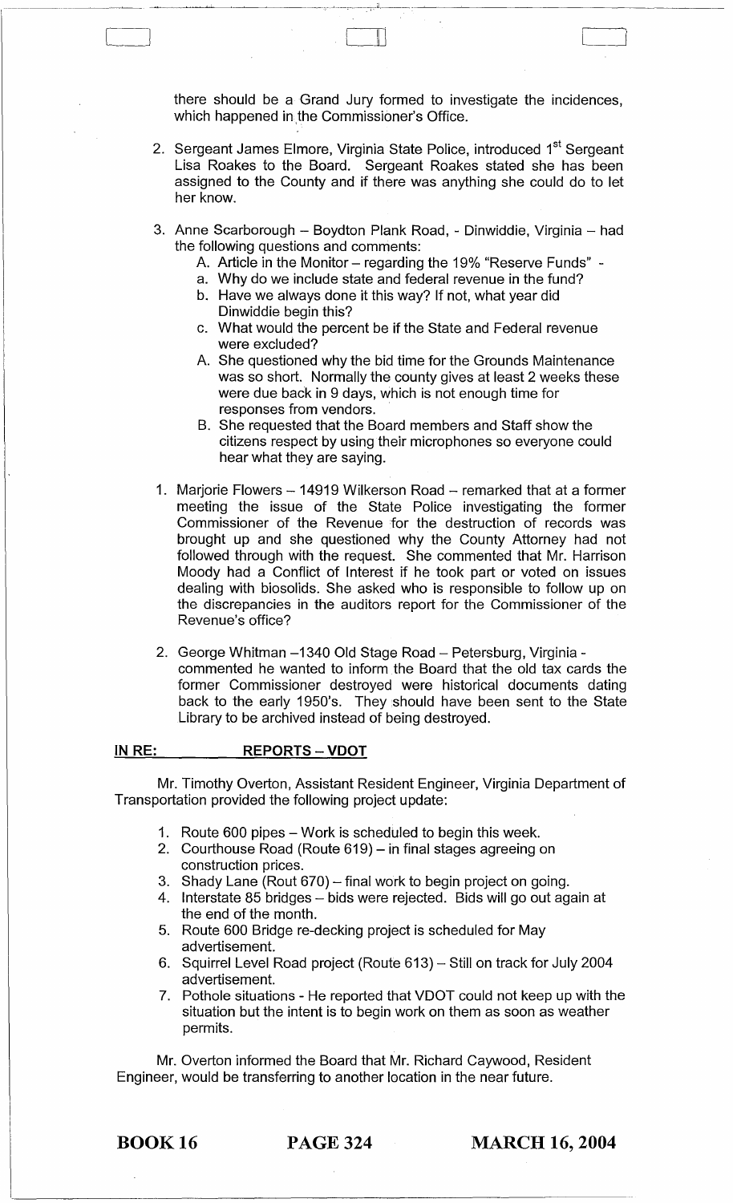there should be a Grand Jury formed to investigate the incidences, which happened in the Commissioner's Office.

2. Sergeant James Elmore, Virginia State Police, introduced 1st Sergeant Lisa Roakes to the Board. Sergeant Roakes stated she has been assigned to the County and if there was anything she could do to let her know.

3. Anne Scarborough – Boydton Plank Road, - Dinwiddie, Virginia – had the following questions and comments:
   - A. Article in the Monitor – regarding the 19% "Reserve Funds" -
   - a. Why do we include state and federal revenue in the fund?
   - b. Have we always done it this way? If not, what year did Dinwiddie begin this?
   - c. What would the percent be if the State and Federal revenue were excluded?
   - A. She questioned why the bid time for the Grounds Maintenance was so short. Normally the county gives at least 2 weeks these were due back in 9 days, which is not enough time for responses from vendors.
   - B. She requested that the Board members and Staff show the citizens respect by using their microphones so everyone could hear what they are saying.

1. Marjorie Flowers – 14919 Wilkerson Road – remarked that at a former meeting the issue of the State Police investigating the former Commissioner of the Revenue for the destruction of records was brought up and she questioned why the County Attorney had not followed through with the request. She commented that Mr. Harrison Moody had a Conflict of Interest if he took part or voted on issues dealing with biosolids. She asked who is responsible to follow up on the discrepancies in the auditors report for the Commissioner of the Revenue's office?

2. George Whitman –1340 Old Stage Road – Petersburg, Virginia - commented he wanted to inform the Board that the old tax cards the former Commissioner destroyed were historical documents dating back to the early 1950's. They should have been sent to the State Library to be archived instead of being destroyed.

**IN RE: REPORTS – VDOT**

Mr. Timothy Overton, Assistant Resident Engineer, Virginia Department of Transportation provided the following project update:

1. Route 600 pipes – Work is scheduled to begin this week.
2. Courthouse Road (Route 619) – in final stages agreeing on construction prices.
3. Shady Lane (Rout 670) – final work to begin project on going.
4. Interstate 85 bridges – bids were rejected. Bids will go out again at the end of the month.
5. Route 600 Bridge re-decking project is scheduled for May advertisement.
6. Squirrel Level Road project (Route 613) – Still on track for July 2004 advertisement.
7. Pothole situations - He reported that VDOT could not keep up with the situation but the intent is to begin work on them as soon as weather permits.

Mr. Overton informed the Board that Mr. Richard Caywood, Resident Engineer, would be transferring to another location in the near future.

**BOOK 16 PAGE 324 MARCH 16, 2004**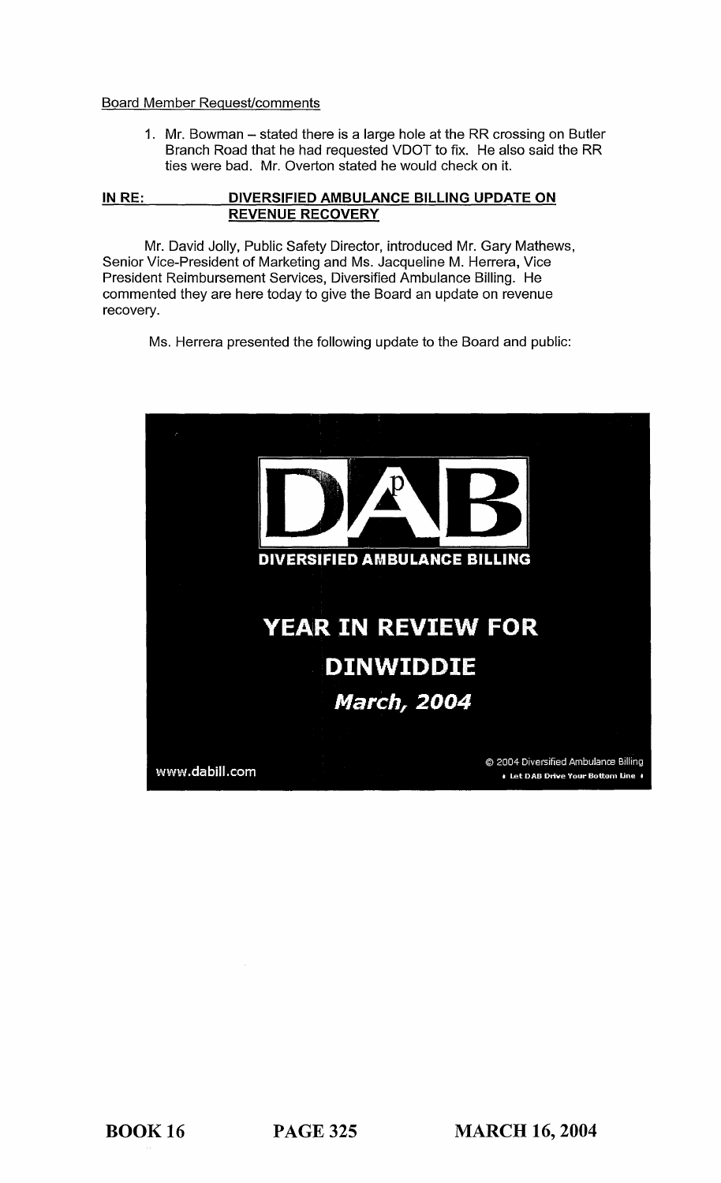Board Member Request/comments

1. Mr. Bowman – stated there is a large hole at the RR crossing on Butler Branch Road that he had requested VDOT to fix. He also said the RR ties were bad. Mr. Overton stated he would check on it.

**IN RE: DIVERSIFIED AMBULANCE BILLING UPDATE ON REVENUE RECOVERY**

Mr. David Jolly, Public Safety Director, introduced Mr. Gary Mathews, Senior Vice-President of Marketing and Ms. Jacqueline M. Herrera, Vice President Reimbursement Services, Diversified Ambulance Billing. He commented they are here today to give the Board an update on revenue recovery.

Ms. Herrera presented the following update to the Board and public:

DAB

DIVERSIFIED AMBULANCE BILLING

**YEAR IN REVIEW FOR**

**DINWIDDIE**

***March, 2004***

www.dabill.com

© 2004 Diversified Ambulance Billing
♦ Let DAB Drive Your Bottom Line ♦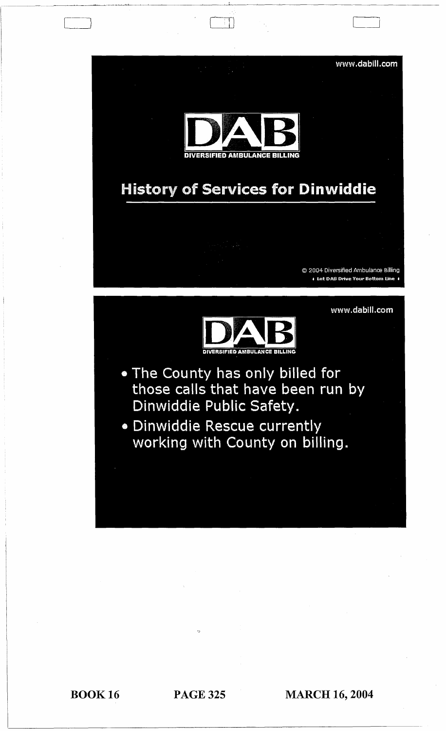www.dabill.com

**DAB**

DIVERSIFIED AMBULANCE BILLING

## History of Services for Dinwiddie

© 2004 Diversified Ambulance Billing

♦ Let DAB Drive Your Bottom Line ♦

www.dabill.com

**DAB**

DIVERSIFIED AMBULANCE BILLING

- The County has only billed for those calls that have been run by Dinwiddie Public Safety.
- Dinwiddie Rescue currently working with County on billing.

BOOK 16 PAGE 325 MARCH 16, 2004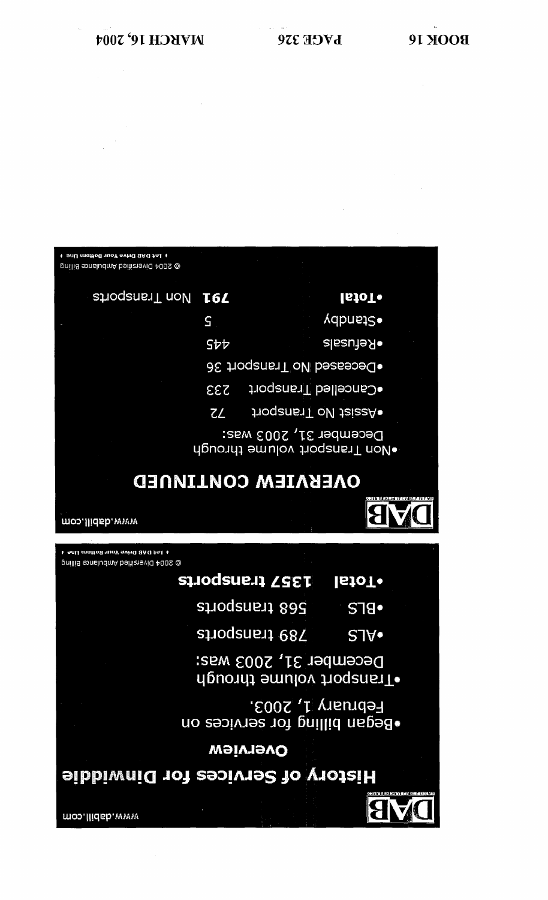## History of Services for Dinwiddie

www.dabill.com

### Overview

- Began billing for services on February 1, 2003.
- Transport volume through December 31, 2003 was:
  - ALS 789 transports
  - BLS 568 transports
  - **Total 1357 transports**

© 2004 Diversified Ambulance Billing
• Let DAB Drive Your Bottom Line •

## OVERVIEW CONTINUED

www.dabill.com

- Non Transport volume through December 31, 2003 was:
  - Assist No Transport 72
  - Cancelled Transport 233
  - Deceased No Transport 36
  - Refusals 445
  - Standby 5
  - **Total 791** Non Transports

© 2004 Diversified Ambulance Billing
• Let DAB Drive Your Bottom Line •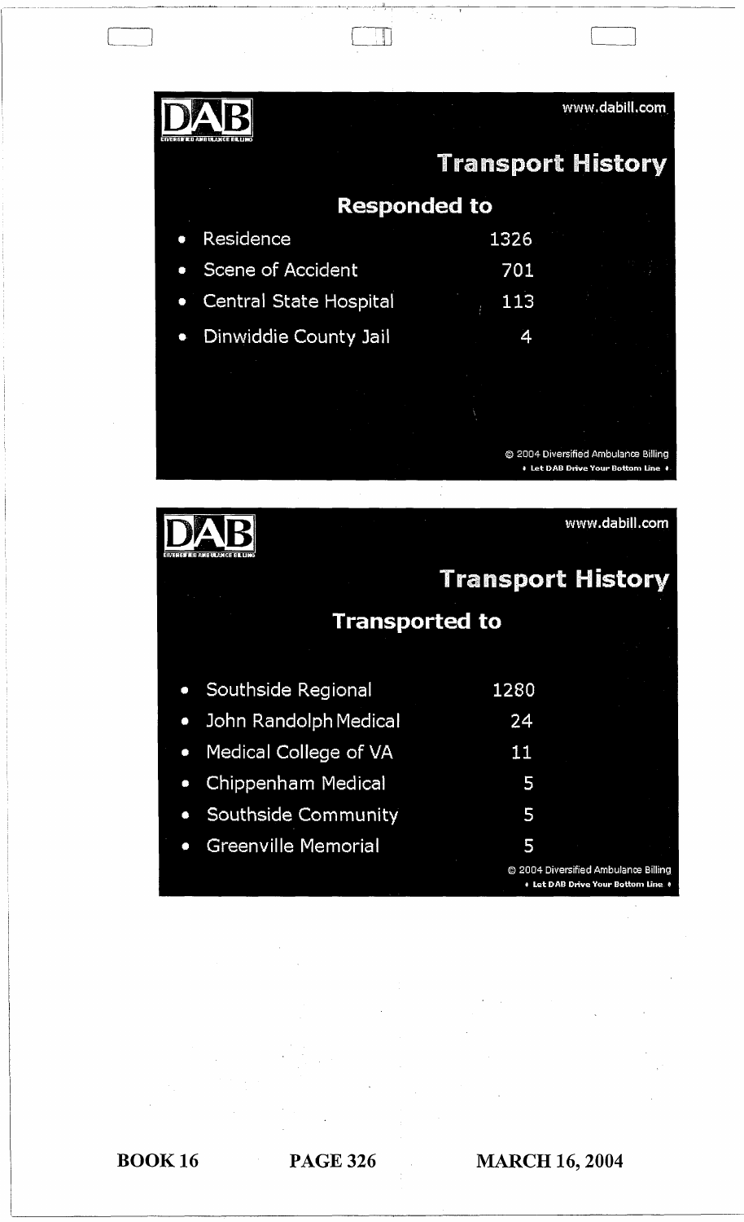www.dabill.com

## Transport History

### Responded to

| | |
|---|---|
| Residence | 1326 |
| Scene of Accident | 701 |
| Central State Hospital | 113 |
| Dinwiddie County Jail | 4 |

© 2004 Diversified Ambulance Billing
♦ Let DAB Drive Your Bottom Line ♦

www.dabill.com

## Transport History

### Transported to

| | |
|---|---|
| Southside Regional | 1280 |
| John Randolph Medical | 24 |
| Medical College of VA | 11 |
| Chippenham Medical | 5 |
| Southside Community | 5 |
| Greenville Memorial | 5 |

© 2004 Diversified Ambulance Billing
♦ Let DAB Drive Your Bottom Line ♦

BOOK 16 PAGE 326 MARCH 16, 2004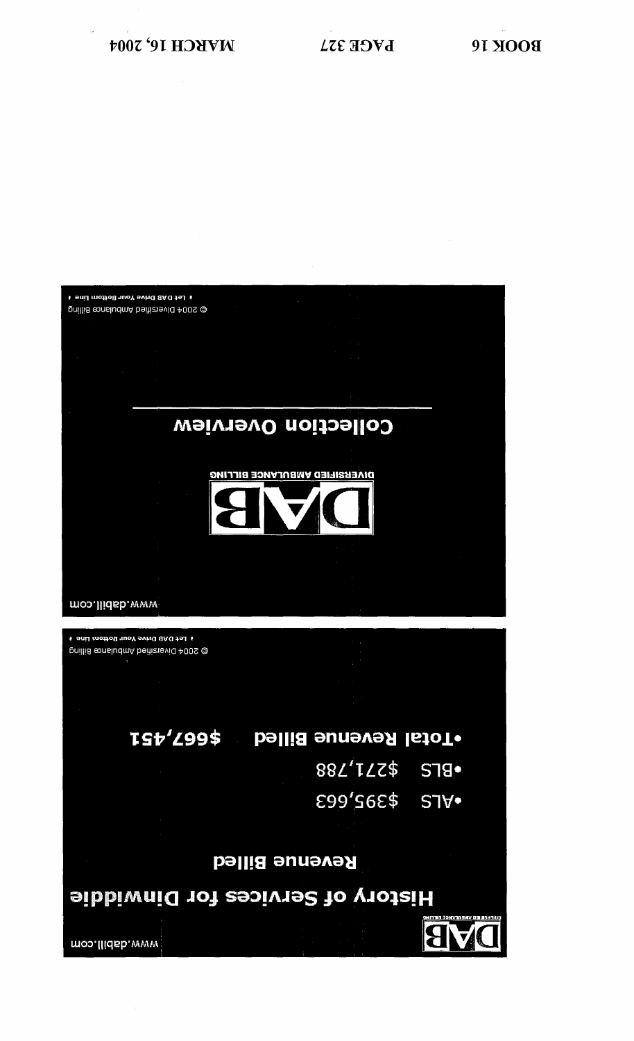BOOK 16 PAGE 327 MARCH 16, 2004

DIVERSIFIED AMBULANCE BILLING

www.dabill.com

## Collection Overview

© 2004 Diversified Ambulance Billing

• Let DAB Drive Your Bottom Line •

www.dabill.com

## History of Services for Dinwiddie

### Revenue Billed

- ALS $395,663
- BLS $271,788
- Total Revenue Billed $667,451

© 2004 Diversified Ambulance Billing

• Let DAB Drive Your Bottom Line •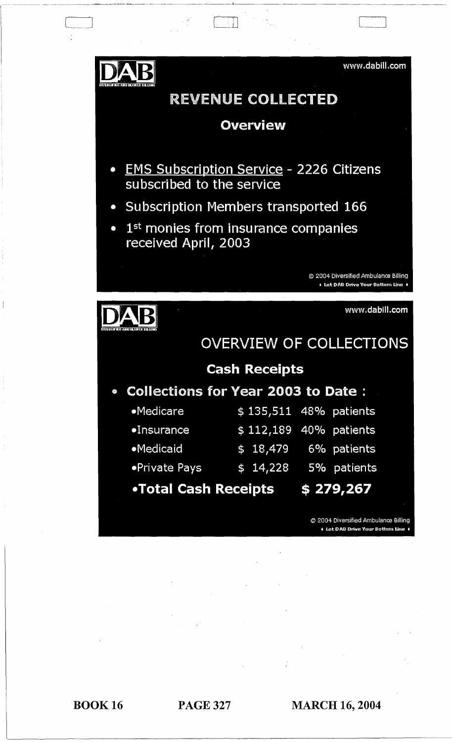DAB

www.dabill.com

## REVENUE COLLECTED

### Overview

- EMS Subscription Service - 2226 Citizens subscribed to the service
- Subscription Members transported 166
- 1st monies from insurance companies received April, 2003

© 2004 Diversified Ambulance Billing
♦ Let DAB Drive Your Bottom Line ♦

DAB

www.dabill.com

## OVERVIEW OF COLLECTIONS

### Cash Receipts

- **Collections for Year 2003 to Date :**

| | | |
|---|---|---|
| •Medicare | $ 135,511 | 48% patients |
| •Insurance | $ 112,189 | 40% patients |
| •Medicaid | $ 18,479 | 6% patients |
| •Private Pays | $ 14,228 | 5% patients |
| **•Total Cash Receipts** | **$ 279,267** | |

© 2004 Diversified Ambulance Billing
♦ Let DAB Drive Your Bottom Line ♦

BOOK 16 PAGE 327 MARCH 16, 2004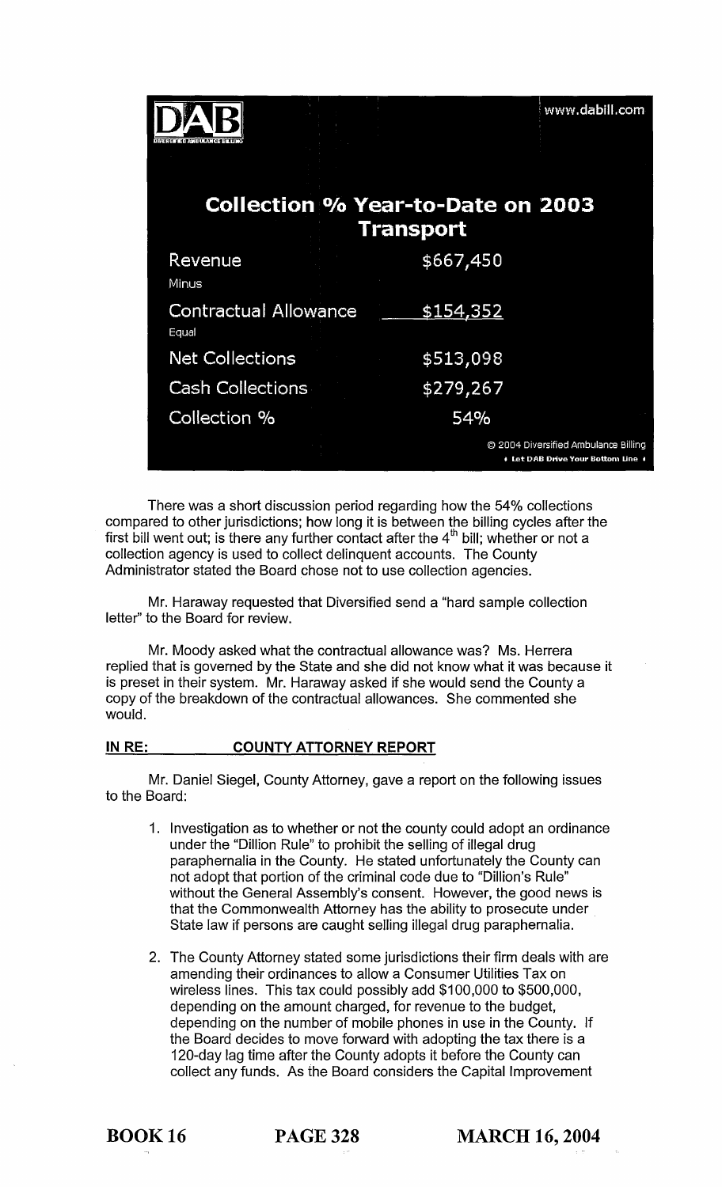DAB www.dabill.com

## Collection % Year-to-Date on 2003 Transport

| | |
|---|---|
| Revenue | $667,450 |
| Minus | |
| Contractual Allowance | $154,352 |
| Equal | |
| Net Collections | $513,098 |
| Cash Collections | $279,267 |
| Collection % | 54% |

© 2004 Diversified Ambulance Billing
♦ Let DAB Drive Your Bottom Line ♦

There was a short discussion period regarding how the 54% collections compared to other jurisdictions; how long it is between the billing cycles after the first bill went out; is there any further contact after the 4th bill; whether or not a collection agency is used to collect delinquent accounts. The County Administrator stated the Board chose not to use collection agencies.

Mr. Haraway requested that Diversified send a "hard sample collection letter" to the Board for review.

Mr. Moody asked what the contractual allowance was? Ms. Herrera replied that is governed by the State and she did not know what it was because it is preset in their system. Mr. Haraway asked if she would send the County a copy of the breakdown of the contractual allowances. She commented she would.

**IN RE: COUNTY ATTORNEY REPORT**

Mr. Daniel Siegel, County Attorney, gave a report on the following issues to the Board:

1. Investigation as to whether or not the county could adopt an ordinance under the "Dillion Rule" to prohibit the selling of illegal drug paraphernalia in the County. He stated unfortunately the County can not adopt that portion of the criminal code due to "Dillion's Rule" without the General Assembly's consent. However, the good news is that the Commonwealth Attorney has the ability to prosecute under State law if persons are caught selling illegal drug paraphernalia.

2. The County Attorney stated some jurisdictions their firm deals with are amending their ordinances to allow a Consumer Utilities Tax on wireless lines. This tax could possibly add $100,000 to $500,000, depending on the amount charged, for revenue to the budget, depending on the number of mobile phones in use in the County. If the Board decides to move forward with adopting the tax there is a 120-day lag time after the County adopts it before the County can collect any funds. As the Board considers the Capital Improvement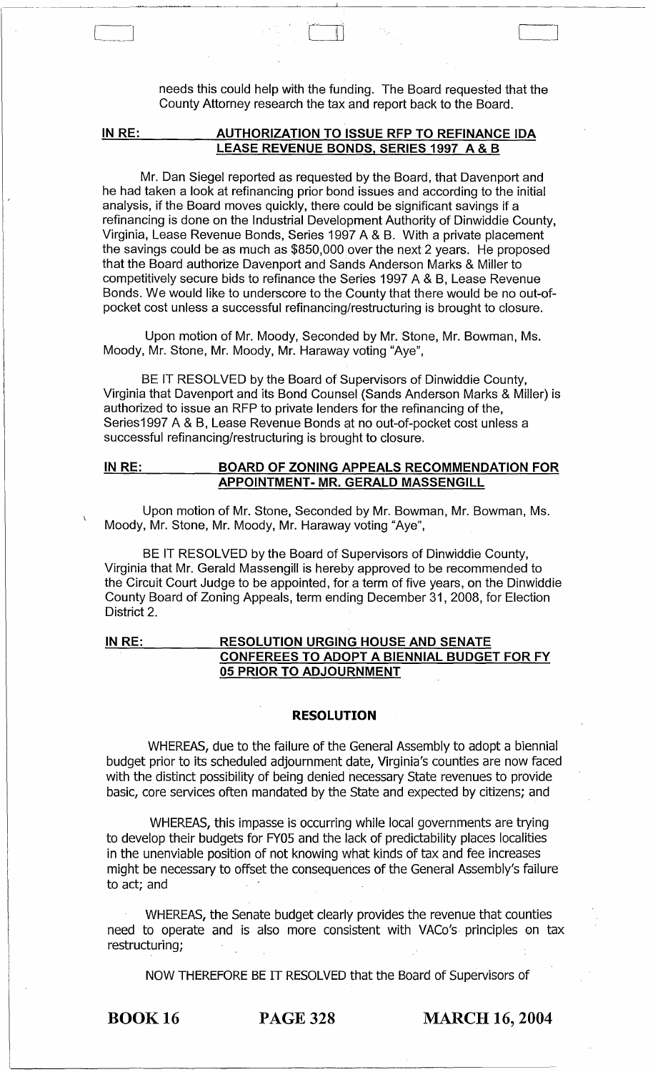needs this could help with the funding. The Board requested that the County Attorney research the tax and report back to the Board.

**IN RE: AUTHORIZATION TO ISSUE RFP TO REFINANCE IDA LEASE REVENUE BONDS, SERIES 1997 A & B**

Mr. Dan Siegel reported as requested by the Board, that Davenport and he had taken a look at refinancing prior bond issues and according to the initial analysis, if the Board moves quickly, there could be significant savings if a refinancing is done on the Industrial Development Authority of Dinwiddie County, Virginia, Lease Revenue Bonds, Series 1997 A & B. With a private placement the savings could be as much as $850,000 over the next 2 years. He proposed that the Board authorize Davenport and Sands Anderson Marks & Miller to competitively secure bids to refinance the Series 1997 A & B, Lease Revenue Bonds. We would like to underscore to the County that there would be no out-of-pocket cost unless a successful refinancing/restructuring is brought to closure.

Upon motion of Mr. Moody, Seconded by Mr. Stone, Mr. Bowman, Ms. Moody, Mr. Stone, Mr. Moody, Mr. Haraway voting "Aye",

BE IT RESOLVED by the Board of Supervisors of Dinwiddie County, Virginia that Davenport and its Bond Counsel (Sands Anderson Marks & Miller) is authorized to issue an RFP to private lenders for the refinancing of the, Series1997 A & B, Lease Revenue Bonds at no out-of-pocket cost unless a successful refinancing/restructuring is brought to closure.

**IN RE: BOARD OF ZONING APPEALS RECOMMENDATION FOR APPOINTMENT- MR. GERALD MASSENGILL**

Upon motion of Mr. Stone, Seconded by Mr. Bowman, Mr. Bowman, Ms. Moody, Mr. Stone, Mr. Moody, Mr. Haraway voting "Aye",

BE IT RESOLVED by the Board of Supervisors of Dinwiddie County, Virginia that Mr. Gerald Massengill is hereby approved to be recommended to the Circuit Court Judge to be appointed, for a term of five years, on the Dinwiddie County Board of Zoning Appeals, term ending December 31, 2008, for Election District 2.

**IN RE: RESOLUTION URGING HOUSE AND SENATE CONFEREES TO ADOPT A BIENNIAL BUDGET FOR FY 05 PRIOR TO ADJOURNMENT**

**RESOLUTION**

WHEREAS, due to the failure of the General Assembly to adopt a biennial budget prior to its scheduled adjournment date, Virginia's counties are now faced with the distinct possibility of being denied necessary State revenues to provide basic, core services often mandated by the State and expected by citizens; and

WHEREAS, this impasse is occurring while local governments are trying to develop their budgets for FY05 and the lack of predictability places localities in the unenviable position of not knowing what kinds of tax and fee increases might be necessary to offset the consequences of the General Assembly's failure to act; and

WHEREAS, the Senate budget clearly provides the revenue that counties need to operate and is also more consistent with VACo's principles on tax restructuring;

NOW THEREFORE BE IT RESOLVED that the Board of Supervisors of

BOOK 16 PAGE 328 MARCH 16, 2004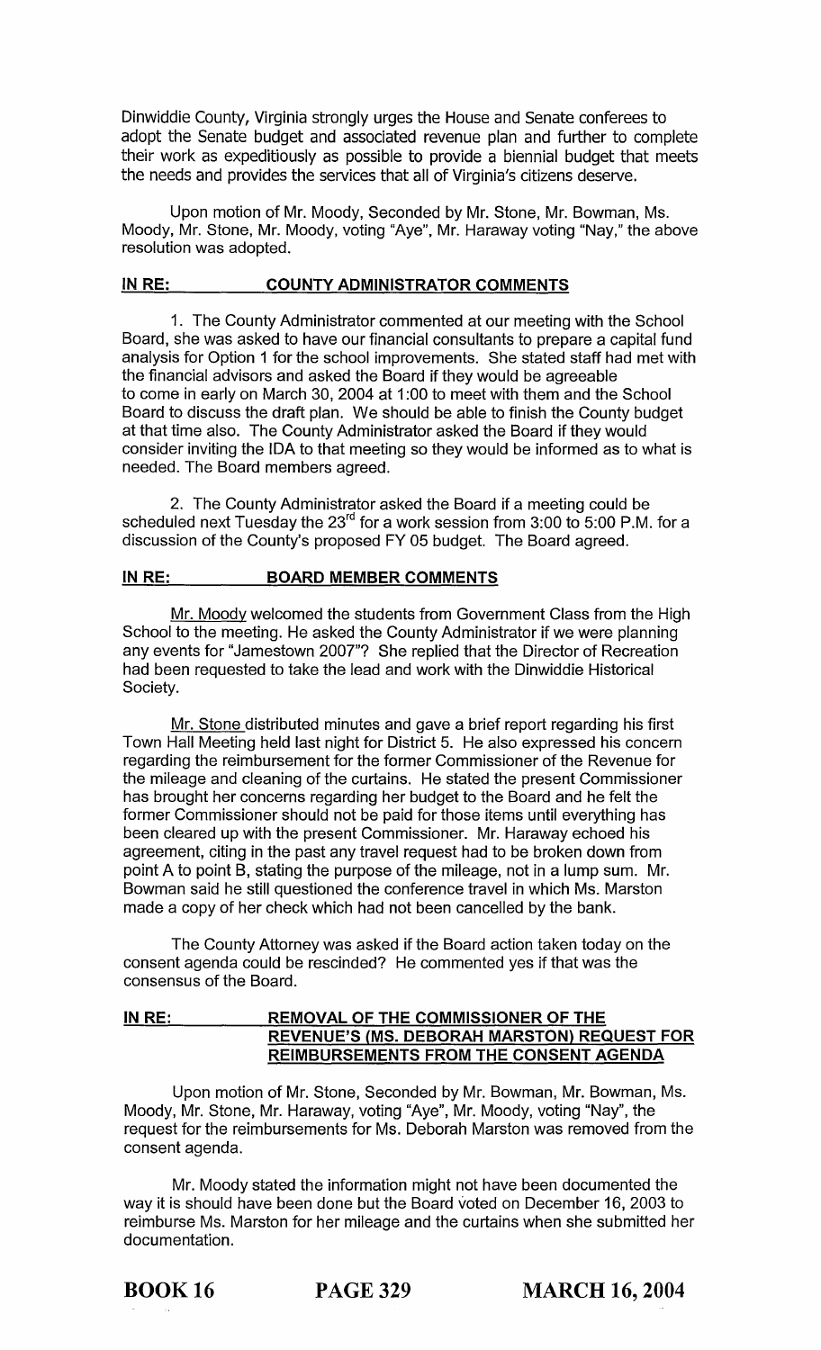Dinwiddie County, Virginia strongly urges the House and Senate conferees to adopt the Senate budget and associated revenue plan and further to complete their work as expeditiously as possible to provide a biennial budget that meets the needs and provides the services that all of Virginia's citizens deserve.

Upon motion of Mr. Moody, Seconded by Mr. Stone, Mr. Bowman, Ms. Moody, Mr. Stone, Mr. Moody, voting "Aye", Mr. Haraway voting "Nay," the above resolution was adopted.

**IN RE: COUNTY ADMINISTRATOR COMMENTS**

1. The County Administrator commented at our meeting with the School Board, she was asked to have our financial consultants to prepare a capital fund analysis for Option 1 for the school improvements. She stated staff had met with the financial advisors and asked the Board if they would be agreeable to come in early on March 30, 2004 at 1:00 to meet with them and the School Board to discuss the draft plan. We should be able to finish the County budget at that time also. The County Administrator asked the Board if they would consider inviting the IDA to that meeting so they would be informed as to what is needed. The Board members agreed.

2. The County Administrator asked the Board if a meeting could be scheduled next Tuesday the 23rd for a work session from 3:00 to 5:00 P.M. for a discussion of the County's proposed FY 05 budget. The Board agreed.

**IN RE: BOARD MEMBER COMMENTS**

Mr. Moody welcomed the students from Government Class from the High School to the meeting. He asked the County Administrator if we were planning any events for "Jamestown 2007"? She replied that the Director of Recreation had been requested to take the lead and work with the Dinwiddie Historical Society.

Mr. Stone distributed minutes and gave a brief report regarding his first Town Hall Meeting held last night for District 5. He also expressed his concern regarding the reimbursement for the former Commissioner of the Revenue for the mileage and cleaning of the curtains. He stated the present Commissioner has brought her concerns regarding her budget to the Board and he felt the former Commissioner should not be paid for those items until everything has been cleared up with the present Commissioner. Mr. Haraway echoed his agreement, citing in the past any travel request had to be broken down from point A to point B, stating the purpose of the mileage, not in a lump sum. Mr. Bowman said he still questioned the conference travel in which Ms. Marston made a copy of her check which had not been cancelled by the bank.

The County Attorney was asked if the Board action taken today on the consent agenda could be rescinded? He commented yes if that was the consensus of the Board.

**IN RE: REMOVAL OF THE COMMISSIONER OF THE REVENUE'S (MS. DEBORAH MARSTON) REQUEST FOR REIMBURSEMENTS FROM THE CONSENT AGENDA**

Upon motion of Mr. Stone, Seconded by Mr. Bowman, Mr. Bowman, Ms. Moody, Mr. Stone, Mr. Haraway, voting "Aye", Mr. Moody, voting "Nay", the request for the reimbursements for Ms. Deborah Marston was removed from the consent agenda.

Mr. Moody stated the information might not have been documented the way it is should have been done but the Board voted on December 16, 2003 to reimburse Ms. Marston for her mileage and the curtains when she submitted her documentation.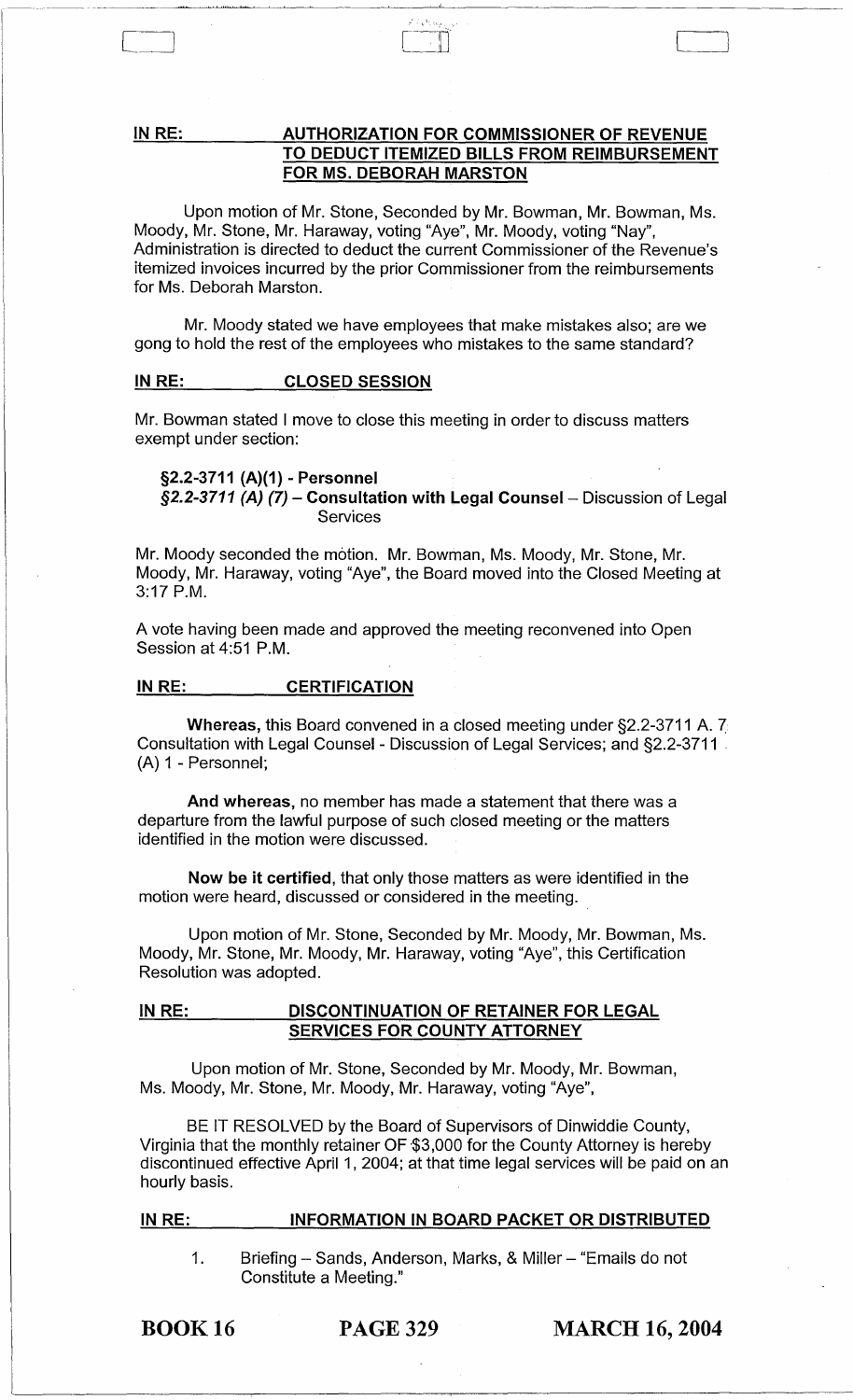**IN RE: AUTHORIZATION FOR COMMISSIONER OF REVENUE TO DEDUCT ITEMIZED BILLS FROM REIMBURSEMENT FOR MS. DEBORAH MARSTON**

Upon motion of Mr. Stone, Seconded by Mr. Bowman, Mr. Bowman, Ms. Moody, Mr. Stone, Mr. Haraway, voting "Aye", Mr. Moody, voting "Nay", Administration is directed to deduct the current Commissioner of the Revenue's itemized invoices incurred by the prior Commissioner from the reimbursements for Ms. Deborah Marston.

Mr. Moody stated we have employees that make mistakes also; are we gong to hold the rest of the employees who mistakes to the same standard?

**IN RE: CLOSED SESSION**

Mr. Bowman stated I move to close this meeting in order to discuss matters exempt under section:

**§2.2-3711 (A)(1) - Personnel**
***§2.2-3711 (A) (7)* – Consultation with Legal Counsel** – Discussion of Legal Services

Mr. Moody seconded the motion. Mr. Bowman, Ms. Moody, Mr. Stone, Mr. Moody, Mr. Haraway, voting "Aye", the Board moved into the Closed Meeting at 3:17 P.M.

A vote having been made and approved the meeting reconvened into Open Session at 4:51 P.M.

**IN RE: CERTIFICATION**

**Whereas,** this Board convened in a closed meeting under §2.2-3711 A. 7 Consultation with Legal Counsel - Discussion of Legal Services; and §2.2-3711 (A) 1 - Personnel;

**And whereas,** no member has made a statement that there was a departure from the lawful purpose of such closed meeting or the matters identified in the motion were discussed.

**Now be it certified,** that only those matters as were identified in the motion were heard, discussed or considered in the meeting.

Upon motion of Mr. Stone, Seconded by Mr. Moody, Mr. Bowman, Ms. Moody, Mr. Stone, Mr. Moody, Mr. Haraway, voting "Aye", this Certification Resolution was adopted.

**IN RE: DISCONTINUATION OF RETAINER FOR LEGAL SERVICES FOR COUNTY ATTORNEY**

Upon motion of Mr. Stone, Seconded by Mr. Moody, Mr. Bowman, Ms. Moody, Mr. Stone, Mr. Moody, Mr. Haraway, voting "Aye",

BE IT RESOLVED by the Board of Supervisors of Dinwiddie County, Virginia that the monthly retainer OF $3,000 for the County Attorney is hereby discontinued effective April 1, 2004; at that time legal services will be paid on an hourly basis.

**IN RE: INFORMATION IN BOARD PACKET OR DISTRIBUTED**

1. Briefing – Sands, Anderson, Marks, & Miller – "Emails do not Constitute a Meeting."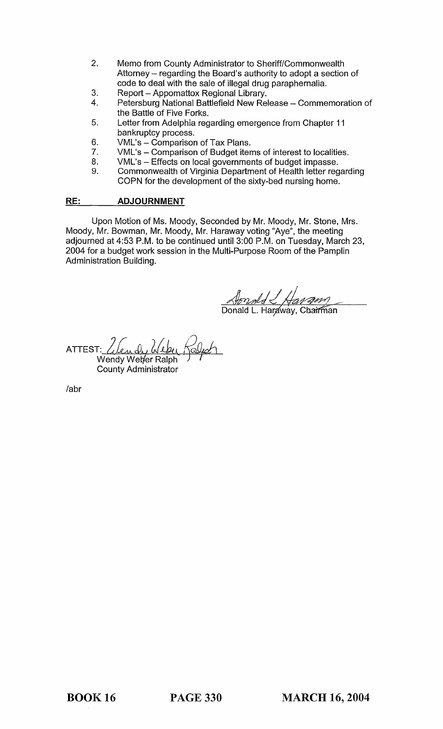2. Memo from County Administrator to Sheriff/Commonwealth Attorney – regarding the Board's authority to adopt a section of code to deal with the sale of illegal drug paraphernalia.
3. Report – Appomattox Regional Library.
4. Petersburg National Battlefield New Release – Commemoration of the Battle of Five Forks.
5. Letter from Adelphia regarding emergence from Chapter 11 bankruptcy process.
6. VML's – Comparison of Tax Plans.
7. VML's – Comparison of Budget items of interest to localities.
8. VML's – Effects on local governments of budget impasse.
9. Commonwealth of Virginia Department of Health letter regarding COPN for the development of the sixty-bed nursing home.

**RE: ADJOURNMENT**

Upon Motion of Ms. Moody, Seconded by Mr. Moody, Mr. Stone, Mrs. Moody, Mr. Bowman, Mr. Moody, Mr. Haraway voting "Aye", the meeting adjourned at 4:53 P.M. to be continued until 3:00 P.M. on Tuesday, March 23, 2004 for a budget work session in the Multi-Purpose Room of the Pamplin Administration Building.

Donald L. Haraway, Chairman

ATTEST: Wendy Weber Ralph
County Administrator

/abr

**BOOK 16** **PAGE 330** **MARCH 16, 2004**